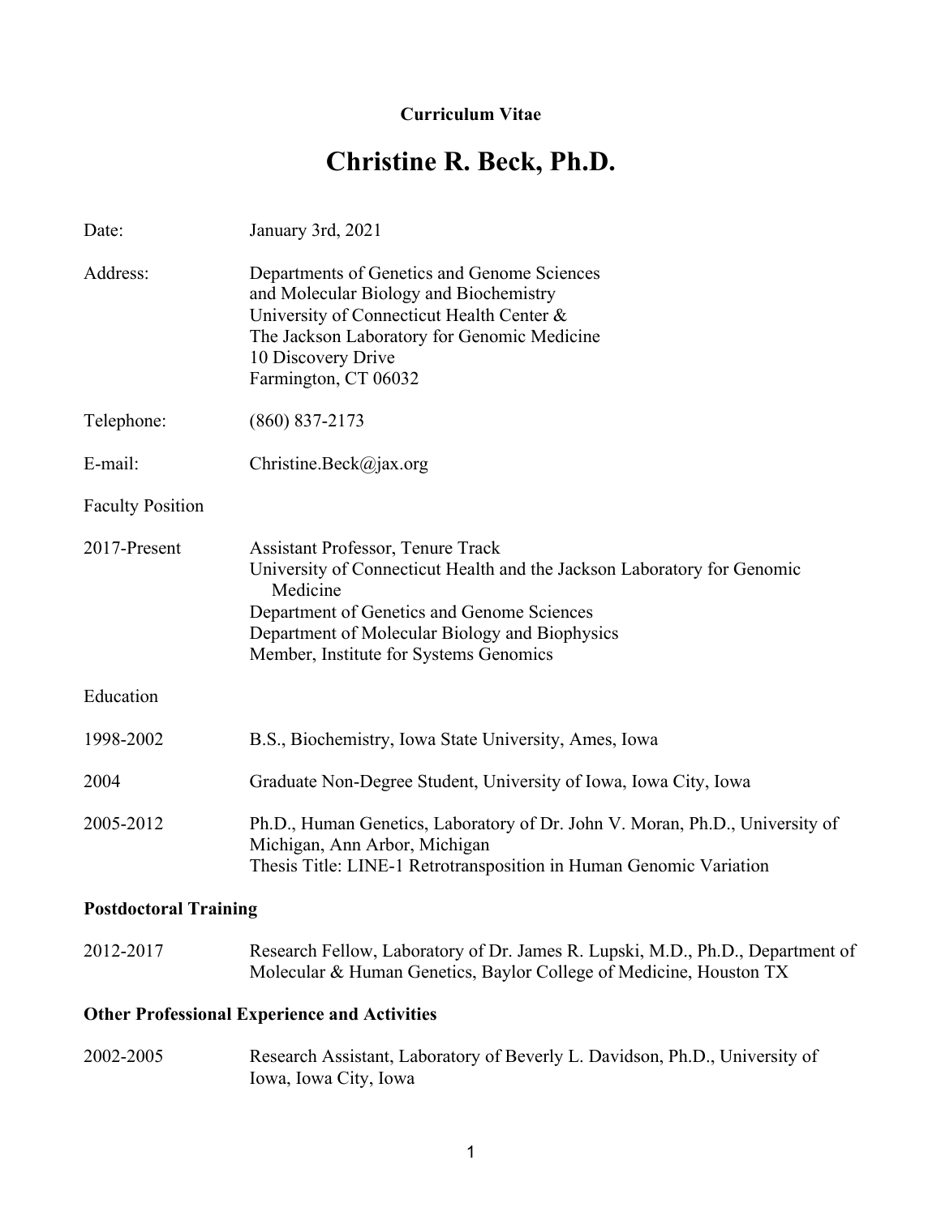**Curriculum Vitae**

# Christine R. Beck, Ph.D.

| | |
|---|---|
| Date: | January 3rd, 2021 |
| Address: | Departments of Genetics and Genome Sciences<br>and Molecular Biology and Biochemistry<br>University of Connecticut Health Center &<br>The Jackson Laboratory for Genomic Medicine<br>10 Discovery Drive<br>Farmington, CT 06032 |
| Telephone: | (860) 837-2173 |
| E-mail: | Christine.Beck@jax.org |

Faculty Position

| | |
|---|---|
| 2017-Present | Assistant Professor, Tenure Track<br>University of Connecticut Health and the Jackson Laboratory for Genomic Medicine<br>Department of Genetics and Genome Sciences<br>Department of Molecular Biology and Biophysics<br>Member, Institute for Systems Genomics |

Education

| | |
|---|---|
| 1998-2002 | B.S., Biochemistry, Iowa State University, Ames, Iowa |
| 2004 | Graduate Non-Degree Student, University of Iowa, Iowa City, Iowa |
| 2005-2012 | Ph.D., Human Genetics, Laboratory of Dr. John V. Moran, Ph.D., University of Michigan, Ann Arbor, Michigan<br>Thesis Title: LINE-1 Retrotransposition in Human Genomic Variation |

**Postdoctoral Training**

| | |
|---|---|
| 2012-2017 | Research Fellow, Laboratory of Dr. James R. Lupski, M.D., Ph.D., Department of Molecular & Human Genetics, Baylor College of Medicine, Houston TX |

**Other Professional Experience and Activities**

| | |
|---|---|
| 2002-2005 | Research Assistant, Laboratory of Beverly L. Davidson, Ph.D., University of Iowa, Iowa City, Iowa |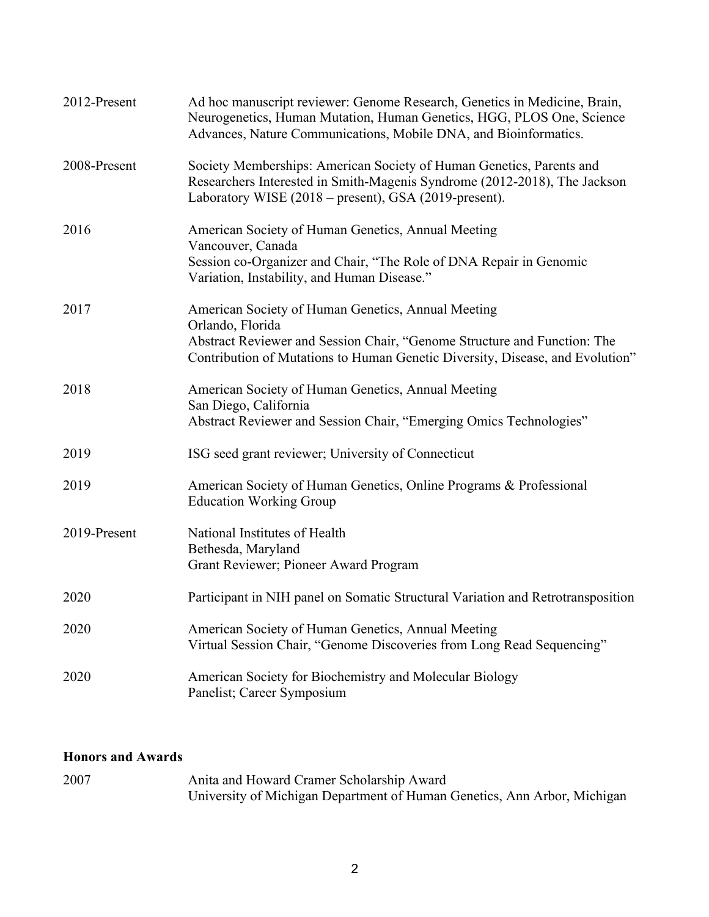| | |
|---|---|
| 2012-Present | Ad hoc manuscript reviewer: Genome Research, Genetics in Medicine, Brain, Neurogenetics, Human Mutation, Human Genetics, HGG, PLOS One, Science Advances, Nature Communications, Mobile DNA, and Bioinformatics. |
| 2008-Present | Society Memberships: American Society of Human Genetics, Parents and Researchers Interested in Smith-Magenis Syndrome (2012-2018), The Jackson Laboratory WISE (2018 – present), GSA (2019-present). |
| 2016 | American Society of Human Genetics, Annual Meeting<br>Vancouver, Canada<br>Session co-Organizer and Chair, "The Role of DNA Repair in Genomic Variation, Instability, and Human Disease." |
| 2017 | American Society of Human Genetics, Annual Meeting<br>Orlando, Florida<br>Abstract Reviewer and Session Chair, "Genome Structure and Function: The Contribution of Mutations to Human Genetic Diversity, Disease, and Evolution" |
| 2018 | American Society of Human Genetics, Annual Meeting<br>San Diego, California<br>Abstract Reviewer and Session Chair, "Emerging Omics Technologies" |
| 2019 | ISG seed grant reviewer; University of Connecticut |
| 2019 | American Society of Human Genetics, Online Programs & Professional Education Working Group |
| 2019-Present | National Institutes of Health<br>Bethesda, Maryland<br>Grant Reviewer; Pioneer Award Program |
| 2020 | Participant in NIH panel on Somatic Structural Variation and Retrotransposition |
| 2020 | American Society of Human Genetics, Annual Meeting<br>Virtual Session Chair, "Genome Discoveries from Long Read Sequencing" |
| 2020 | American Society for Biochemistry and Molecular Biology<br>Panelist; Career Symposium |

**Honors and Awards**

| | |
|---|---|
| 2007 | Anita and Howard Cramer Scholarship Award<br>University of Michigan Department of Human Genetics, Ann Arbor, Michigan |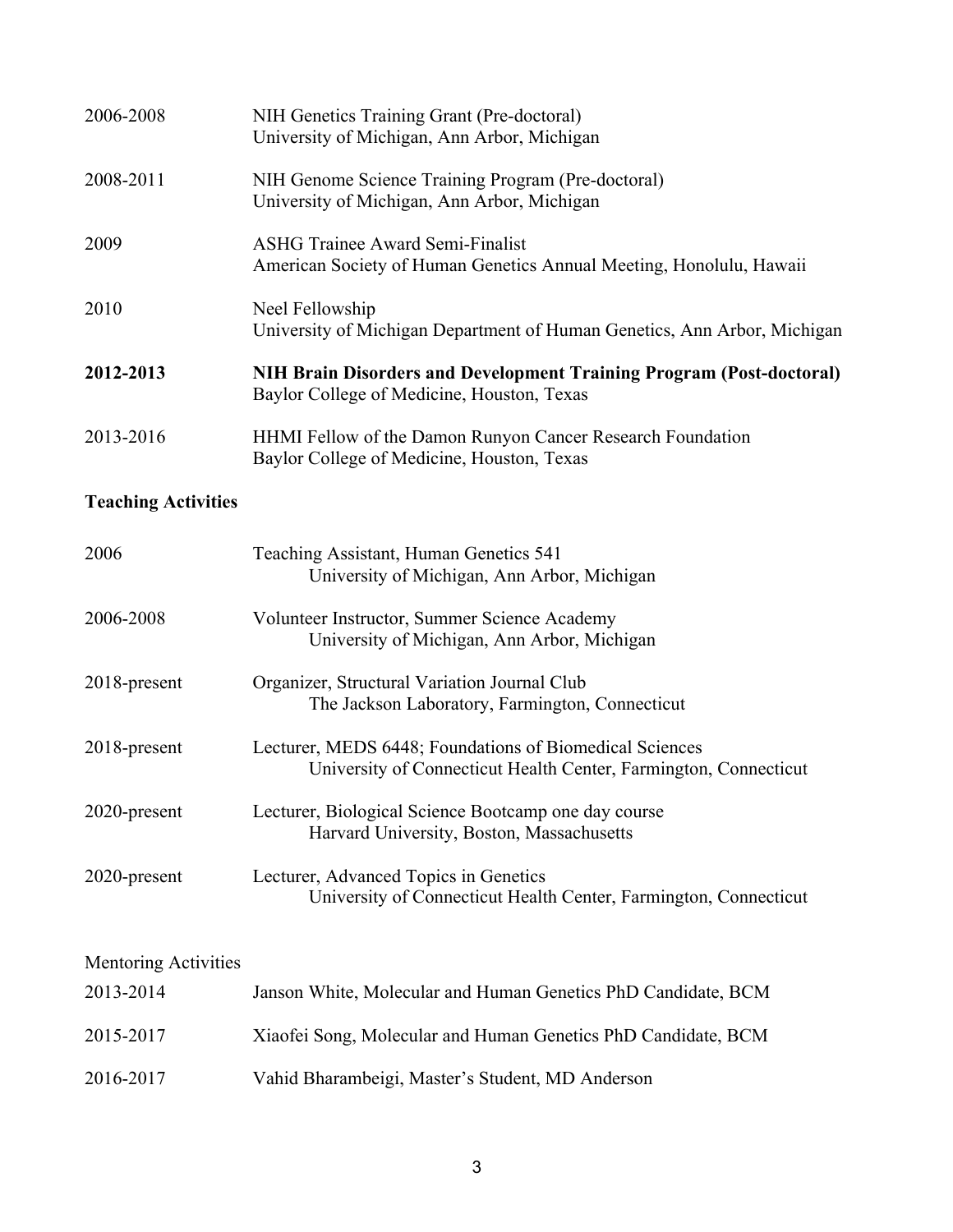2006-2008 NIH Genetics Training Grant (Pre-doctoral)
University of Michigan, Ann Arbor, Michigan

2008-2011 NIH Genome Science Training Program (Pre-doctoral)
University of Michigan, Ann Arbor, Michigan

2009 ASHG Trainee Award Semi-Finalist
American Society of Human Genetics Annual Meeting, Honolulu, Hawaii

2010 Neel Fellowship
University of Michigan Department of Human Genetics, Ann Arbor, Michigan

**2012-2013** **NIH Brain Disorders and Development Training Program (Post-doctoral)**
Baylor College of Medicine, Houston, Texas

2013-2016 HHMI Fellow of the Damon Runyon Cancer Research Foundation
Baylor College of Medicine, Houston, Texas

**Teaching Activities**

2006 Teaching Assistant, Human Genetics 541
University of Michigan, Ann Arbor, Michigan

2006-2008 Volunteer Instructor, Summer Science Academy
University of Michigan, Ann Arbor, Michigan

2018-present Organizer, Structural Variation Journal Club
The Jackson Laboratory, Farmington, Connecticut

2018-present Lecturer, MEDS 6448; Foundations of Biomedical Sciences
University of Connecticut Health Center, Farmington, Connecticut

2020-present Lecturer, Biological Science Bootcamp one day course
Harvard University, Boston, Massachusetts

2020-present Lecturer, Advanced Topics in Genetics
University of Connecticut Health Center, Farmington, Connecticut

Mentoring Activities

2013-2014 Janson White, Molecular and Human Genetics PhD Candidate, BCM

2015-2017 Xiaofei Song, Molecular and Human Genetics PhD Candidate, BCM

2016-2017 Vahid Bharambeigi, Master's Student, MD Anderson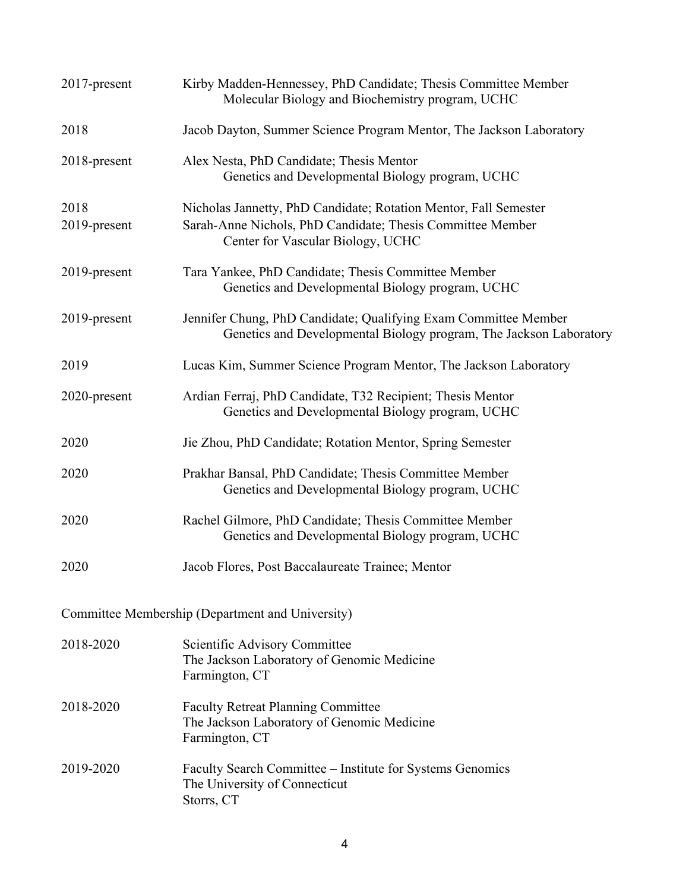2017-present Kirby Madden-Hennessey, PhD Candidate; Thesis Committee Member
Molecular Biology and Biochemistry program, UCHC

2018 Jacob Dayton, Summer Science Program Mentor, The Jackson Laboratory

2018-present Alex Nesta, PhD Candidate; Thesis Mentor
Genetics and Developmental Biology program, UCHC

2018 Nicholas Jannetty, PhD Candidate; Rotation Mentor, Fall Semester

2019-present Sarah-Anne Nichols, PhD Candidate; Thesis Committee Member
Center for Vascular Biology, UCHC

2019-present Tara Yankee, PhD Candidate; Thesis Committee Member
Genetics and Developmental Biology program, UCHC

2019-present Jennifer Chung, PhD Candidate; Qualifying Exam Committee Member
Genetics and Developmental Biology program, The Jackson Laboratory

2019 Lucas Kim, Summer Science Program Mentor, The Jackson Laboratory

2020-present Ardian Ferraj, PhD Candidate, T32 Recipient; Thesis Mentor
Genetics and Developmental Biology program, UCHC

2020 Jie Zhou, PhD Candidate; Rotation Mentor, Spring Semester

2020 Prakhar Bansal, PhD Candidate; Thesis Committee Member
Genetics and Developmental Biology program, UCHC

2020 Rachel Gilmore, PhD Candidate; Thesis Committee Member
Genetics and Developmental Biology program, UCHC

2020 Jacob Flores, Post Baccalaureate Trainee; Mentor

Committee Membership (Department and University)

2018-2020 Scientific Advisory Committee
The Jackson Laboratory of Genomic Medicine
Farmington, CT

2018-2020 Faculty Retreat Planning Committee
The Jackson Laboratory of Genomic Medicine
Farmington, CT

2019-2020 Faculty Search Committee – Institute for Systems Genomics
The University of Connecticut
Storrs, CT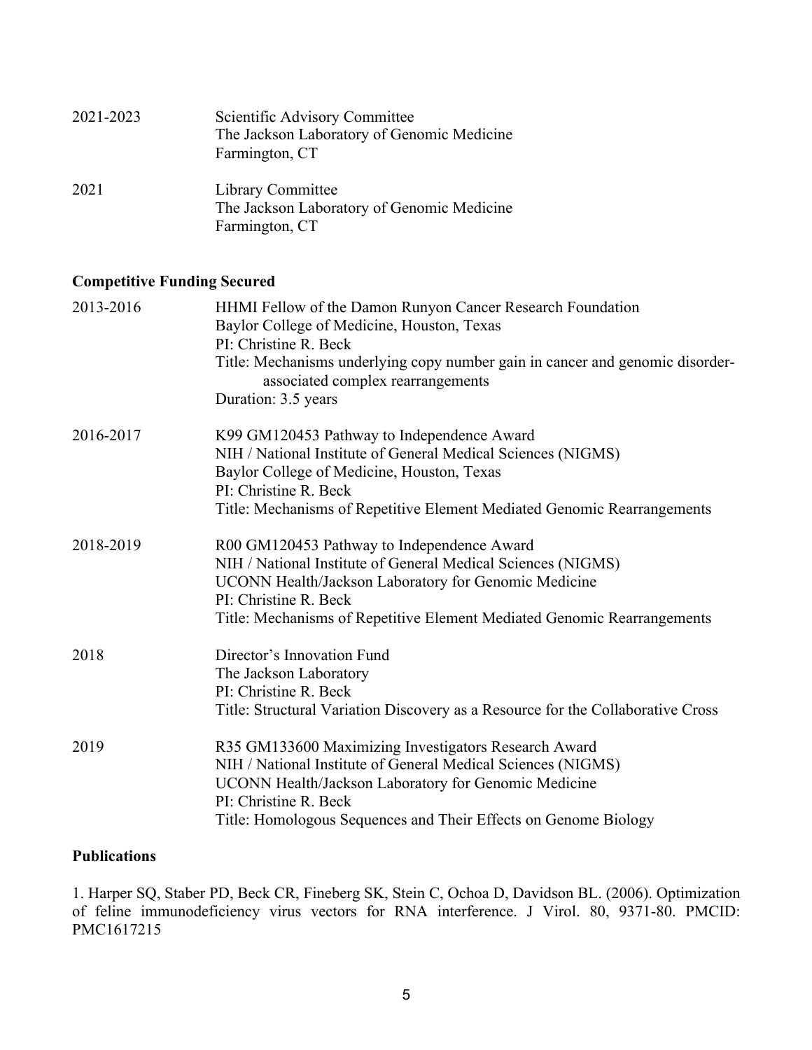2021-2023 Scientific Advisory Committee
The Jackson Laboratory of Genomic Medicine
Farmington, CT

2021 Library Committee
The Jackson Laboratory of Genomic Medicine
Farmington, CT

**Competitive Funding Secured**

2013-2016 HHMI Fellow of the Damon Runyon Cancer Research Foundation
Baylor College of Medicine, Houston, Texas
PI: Christine R. Beck
Title: Mechanisms underlying copy number gain in cancer and genomic disorder-associated complex rearrangements
Duration: 3.5 years

2016-2017 K99 GM120453 Pathway to Independence Award
NIH / National Institute of General Medical Sciences (NIGMS)
Baylor College of Medicine, Houston, Texas
PI: Christine R. Beck
Title: Mechanisms of Repetitive Element Mediated Genomic Rearrangements

2018-2019 R00 GM120453 Pathway to Independence Award
NIH / National Institute of General Medical Sciences (NIGMS)
UCONN Health/Jackson Laboratory for Genomic Medicine
PI: Christine R. Beck
Title: Mechanisms of Repetitive Element Mediated Genomic Rearrangements

2018 Director's Innovation Fund
The Jackson Laboratory
PI: Christine R. Beck
Title: Structural Variation Discovery as a Resource for the Collaborative Cross

2019 R35 GM133600 Maximizing Investigators Research Award
NIH / National Institute of General Medical Sciences (NIGMS)
UCONN Health/Jackson Laboratory for Genomic Medicine
PI: Christine R. Beck
Title: Homologous Sequences and Their Effects on Genome Biology

**Publications**

1. Harper SQ, Staber PD, Beck CR, Fineberg SK, Stein C, Ochoa D, Davidson BL. (2006). Optimization of feline immunodeficiency virus vectors for RNA interference. J Virol. 80, 9371-80. PMCID: PMC1617215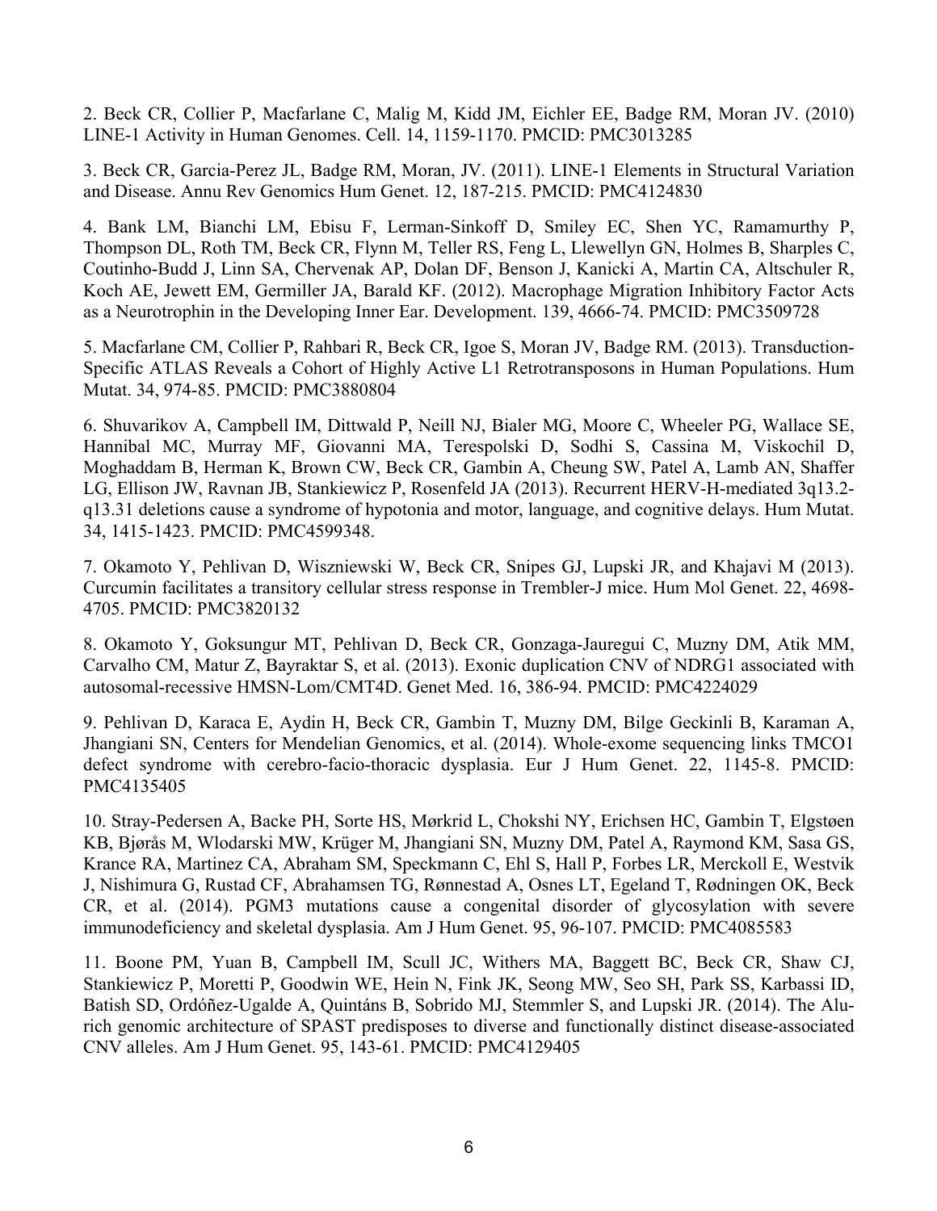2. Beck CR, Collier P, Macfarlane C, Malig M, Kidd JM, Eichler EE, Badge RM, Moran JV. (2010) LINE-1 Activity in Human Genomes. Cell. 14, 1159-1170. PMCID: PMC3013285

3. Beck CR, Garcia-Perez JL, Badge RM, Moran, JV. (2011). LINE-1 Elements in Structural Variation and Disease. Annu Rev Genomics Hum Genet. 12, 187-215. PMCID: PMC4124830

4. Bank LM, Bianchi LM, Ebisu F, Lerman-Sinkoff D, Smiley EC, Shen YC, Ramamurthy P, Thompson DL, Roth TM, Beck CR, Flynn M, Teller RS, Feng L, Llewellyn GN, Holmes B, Sharples C, Coutinho-Budd J, Linn SA, Chervenak AP, Dolan DF, Benson J, Kanicki A, Martin CA, Altschuler R, Koch AE, Jewett EM, Germiller JA, Barald KF. (2012). Macrophage Migration Inhibitory Factor Acts as a Neurotrophin in the Developing Inner Ear. Development. 139, 4666-74. PMCID: PMC3509728

5. Macfarlane CM, Collier P, Rahbari R, Beck CR, Igoe S, Moran JV, Badge RM. (2013). Transduction-Specific ATLAS Reveals a Cohort of Highly Active L1 Retrotransposons in Human Populations. Hum Mutat. 34, 974-85. PMCID: PMC3880804

6. Shuvarikov A, Campbell IM, Dittwald P, Neill NJ, Bialer MG, Moore C, Wheeler PG, Wallace SE, Hannibal MC, Murray MF, Giovanni MA, Terespolski D, Sodhi S, Cassina M, Viskochil D, Moghaddam B, Herman K, Brown CW, Beck CR, Gambin A, Cheung SW, Patel A, Lamb AN, Shaffer LG, Ellison JW, Ravnan JB, Stankiewicz P, Rosenfeld JA (2013). Recurrent HERV-H-mediated 3q13.2-q13.31 deletions cause a syndrome of hypotonia and motor, language, and cognitive delays. Hum Mutat. 34, 1415-1423. PMCID: PMC4599348.

7. Okamoto Y, Pehlivan D, Wiszniewski W, Beck CR, Snipes GJ, Lupski JR, and Khajavi M (2013). Curcumin facilitates a transitory cellular stress response in Trembler-J mice. Hum Mol Genet. 22, 4698-4705. PMCID: PMC3820132

8. Okamoto Y, Goksungur MT, Pehlivan D, Beck CR, Gonzaga-Jauregui C, Muzny DM, Atik MM, Carvalho CM, Matur Z, Bayraktar S, et al. (2013). Exonic duplication CNV of NDRG1 associated with autosomal-recessive HMSN-Lom/CMT4D. Genet Med. 16, 386-94. PMCID: PMC4224029

9. Pehlivan D, Karaca E, Aydin H, Beck CR, Gambin T, Muzny DM, Bilge Geckinli B, Karaman A, Jhangiani SN, Centers for Mendelian Genomics, et al. (2014). Whole-exome sequencing links TMCO1 defect syndrome with cerebro-facio-thoracic dysplasia. Eur J Hum Genet. 22, 1145-8. PMCID: PMC4135405

10. Stray-Pedersen A, Backe PH, Sorte HS, Mørkrid L, Chokshi NY, Erichsen HC, Gambin T, Elgstøen KB, Bjørås M, Wlodarski MW, Krüger M, Jhangiani SN, Muzny DM, Patel A, Raymond KM, Sasa GS, Krance RA, Martinez CA, Abraham SM, Speckmann C, Ehl S, Hall P, Forbes LR, Merckoll E, Westvik J, Nishimura G, Rustad CF, Abrahamsen TG, Rønnestad A, Osnes LT, Egeland T, Rødningen OK, Beck CR, et al. (2014). PGM3 mutations cause a congenital disorder of glycosylation with severe immunodeficiency and skeletal dysplasia. Am J Hum Genet. 95, 96-107. PMCID: PMC4085583

11. Boone PM, Yuan B, Campbell IM, Scull JC, Withers MA, Baggett BC, Beck CR, Shaw CJ, Stankiewicz P, Moretti P, Goodwin WE, Hein N, Fink JK, Seong MW, Seo SH, Park SS, Karbassi ID, Batish SD, Ordóñez-Ugalde A, Quintáns B, Sobrido MJ, Stemmler S, and Lupski JR. (2014). The Alu-rich genomic architecture of SPAST predisposes to diverse and functionally distinct disease-associated CNV alleles. Am J Hum Genet. 95, 143-61. PMCID: PMC4129405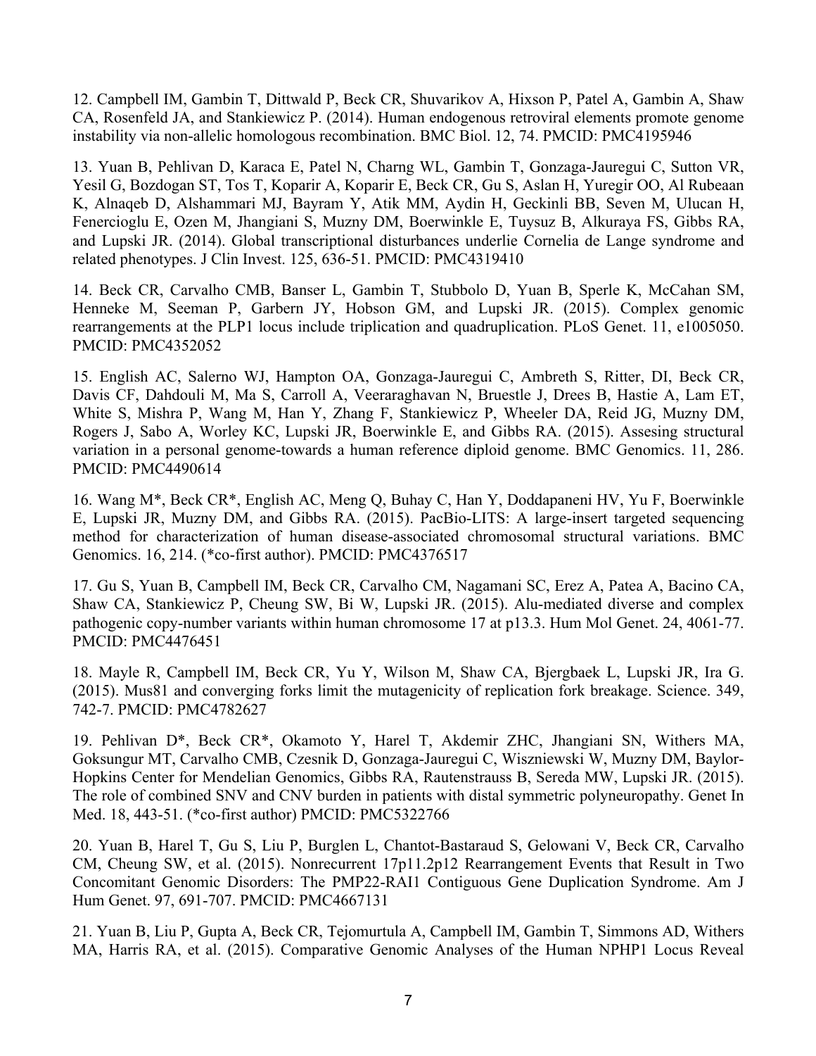12. Campbell IM, Gambin T, Dittwald P, Beck CR, Shuvarikov A, Hixson P, Patel A, Gambin A, Shaw CA, Rosenfeld JA, and Stankiewicz P. (2014). Human endogenous retroviral elements promote genome instability via non-allelic homologous recombination. BMC Biol. 12, 74. PMCID: PMC4195946

13. Yuan B, Pehlivan D, Karaca E, Patel N, Charng WL, Gambin T, Gonzaga-Jauregui C, Sutton VR, Yesil G, Bozdogan ST, Tos T, Koparir A, Koparir E, Beck CR, Gu S, Aslan H, Yuregir OO, Al Rubeaan K, Alnaqeb D, Alshammari MJ, Bayram Y, Atik MM, Aydin H, Geckinli BB, Seven M, Ulucan H, Fenercioglu E, Ozen M, Jhangiani S, Muzny DM, Boerwinkle E, Tuysuz B, Alkuraya FS, Gibbs RA, and Lupski JR. (2014). Global transcriptional disturbances underlie Cornelia de Lange syndrome and related phenotypes. J Clin Invest. 125, 636-51. PMCID: PMC4319410

14. Beck CR, Carvalho CMB, Banser L, Gambin T, Stubbolo D, Yuan B, Sperle K, McCahan SM, Henneke M, Seeman P, Garbern JY, Hobson GM, and Lupski JR. (2015). Complex genomic rearrangements at the PLP1 locus include triplication and quadruplication. PLoS Genet. 11, e1005050. PMCID: PMC4352052

15. English AC, Salerno WJ, Hampton OA, Gonzaga-Jauregui C, Ambreth S, Ritter, DI, Beck CR, Davis CF, Dahdouli M, Ma S, Carroll A, Veeraraghavan N, Bruestle J, Drees B, Hastie A, Lam ET, White S, Mishra P, Wang M, Han Y, Zhang F, Stankiewicz P, Wheeler DA, Reid JG, Muzny DM, Rogers J, Sabo A, Worley KC, Lupski JR, Boerwinkle E, and Gibbs RA. (2015). Assesing structural variation in a personal genome-towards a human reference diploid genome. BMC Genomics. 11, 286. PMCID: PMC4490614

16. Wang M*, Beck CR*, English AC, Meng Q, Buhay C, Han Y, Doddapaneni HV, Yu F, Boerwinkle E, Lupski JR, Muzny DM, and Gibbs RA. (2015). PacBio-LITS: A large-insert targeted sequencing method for characterization of human disease-associated chromosomal structural variations. BMC Genomics. 16, 214. (*co-first author). PMCID: PMC4376517

17. Gu S, Yuan B, Campbell IM, Beck CR, Carvalho CM, Nagamani SC, Erez A, Patea A, Bacino CA, Shaw CA, Stankiewicz P, Cheung SW, Bi W, Lupski JR. (2015). Alu-mediated diverse and complex pathogenic copy-number variants within human chromosome 17 at p13.3. Hum Mol Genet. 24, 4061-77. PMCID: PMC4476451

18. Mayle R, Campbell IM, Beck CR, Yu Y, Wilson M, Shaw CA, Bjergbaek L, Lupski JR, Ira G. (2015). Mus81 and converging forks limit the mutagenicity of replication fork breakage. Science. 349, 742-7. PMCID: PMC4782627

19. Pehlivan D*, Beck CR*, Okamoto Y, Harel T, Akdemir ZHC, Jhangiani SN, Withers MA, Goksungur MT, Carvalho CMB, Czesnik D, Gonzaga-Jauregui C, Wiszniewski W, Muzny DM, Baylor-Hopkins Center for Mendelian Genomics, Gibbs RA, Rautenstrauss B, Sereda MW, Lupski JR. (2015). The role of combined SNV and CNV burden in patients with distal symmetric polyneuropathy. Genet In Med. 18, 443-51. (*co-first author) PMCID: PMC5322766

20. Yuan B, Harel T, Gu S, Liu P, Burglen L, Chantot-Bastaraud S, Gelowani V, Beck CR, Carvalho CM, Cheung SW, et al. (2015). Nonrecurrent 17p11.2p12 Rearrangement Events that Result in Two Concomitant Genomic Disorders: The PMP22-RAI1 Contiguous Gene Duplication Syndrome. Am J Hum Genet. 97, 691-707. PMCID: PMC4667131

21. Yuan B, Liu P, Gupta A, Beck CR, Tejomurtula A, Campbell IM, Gambin T, Simmons AD, Withers MA, Harris RA, et al. (2015). Comparative Genomic Analyses of the Human NPHP1 Locus Reveal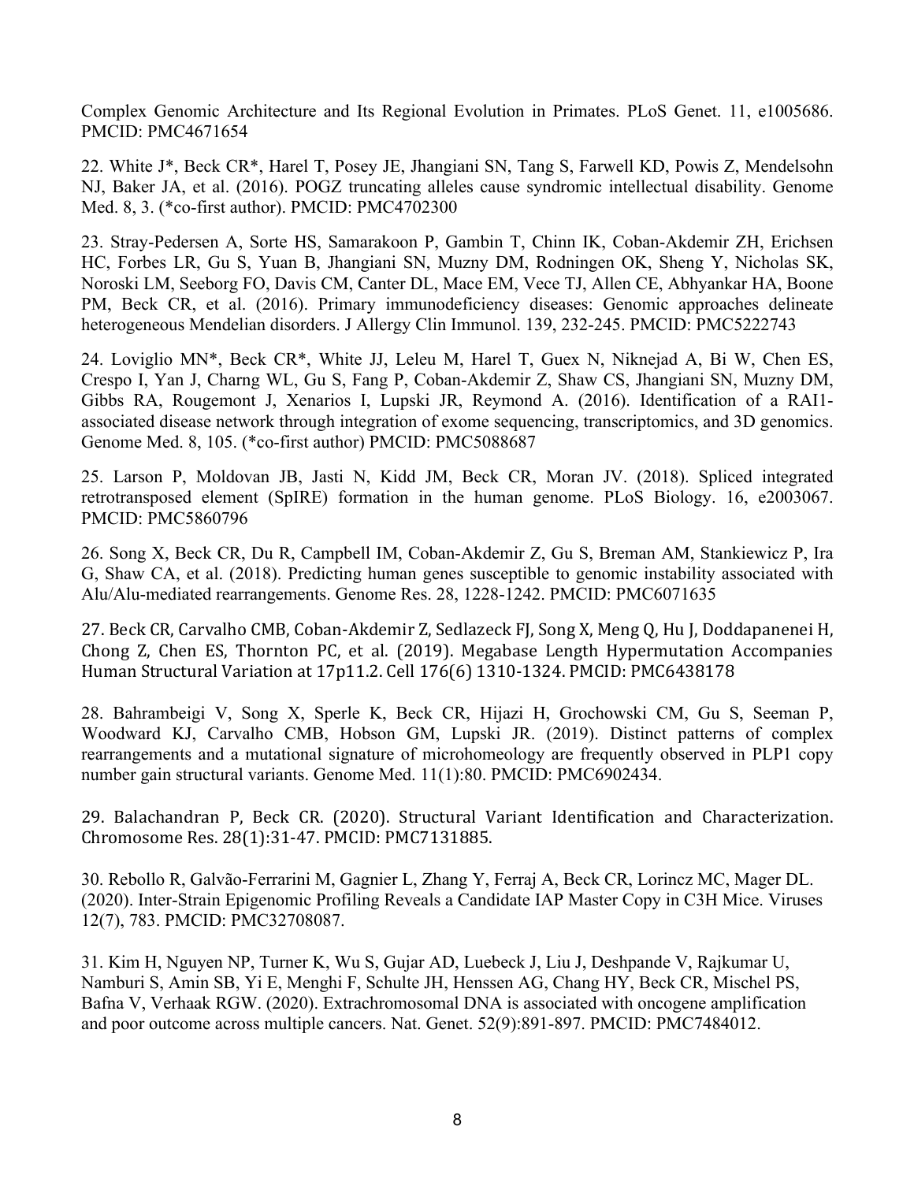Complex Genomic Architecture and Its Regional Evolution in Primates. PLoS Genet. 11, e1005686. PMCID: PMC4671654

22. White J*, Beck CR*, Harel T, Posey JE, Jhangiani SN, Tang S, Farwell KD, Powis Z, Mendelsohn NJ, Baker JA, et al. (2016). POGZ truncating alleles cause syndromic intellectual disability. Genome Med. 8, 3. (*co-first author). PMCID: PMC4702300

23. Stray-Pedersen A, Sorte HS, Samarakoon P, Gambin T, Chinn IK, Coban-Akdemir ZH, Erichsen HC, Forbes LR, Gu S, Yuan B, Jhangiani SN, Muzny DM, Rodningen OK, Sheng Y, Nicholas SK, Noroski LM, Seeborg FO, Davis CM, Canter DL, Mace EM, Vece TJ, Allen CE, Abhyankar HA, Boone PM, Beck CR, et al. (2016). Primary immunodeficiency diseases: Genomic approaches delineate heterogeneous Mendelian disorders. J Allergy Clin Immunol. 139, 232-245. PMCID: PMC5222743

24. Loviglio MN*, Beck CR*, White JJ, Leleu M, Harel T, Guex N, Niknejad A, Bi W, Chen ES, Crespo I, Yan J, Charng WL, Gu S, Fang P, Coban-Akdemir Z, Shaw CS, Jhangiani SN, Muzny DM, Gibbs RA, Rougemont J, Xenarios I, Lupski JR, Reymond A. (2016). Identification of a RAI1-associated disease network through integration of exome sequencing, transcriptomics, and 3D genomics. Genome Med. 8, 105. (*co-first author) PMCID: PMC5088687

25. Larson P, Moldovan JB, Jasti N, Kidd JM, Beck CR, Moran JV. (2018). Spliced integrated retrotransposed element (SpIRE) formation in the human genome. PLoS Biology. 16, e2003067. PMCID: PMC5860796

26. Song X, Beck CR, Du R, Campbell IM, Coban-Akdemir Z, Gu S, Breman AM, Stankiewicz P, Ira G, Shaw CA, et al. (2018). Predicting human genes susceptible to genomic instability associated with Alu/Alu-mediated rearrangements. Genome Res. 28, 1228-1242. PMCID: PMC6071635

27. Beck CR, Carvalho CMB, Coban-Akdemir Z, Sedlazeck FJ, Song X, Meng Q, Hu J, Doddapanenei H, Chong Z, Chen ES, Thornton PC, et al. (2019). Megabase Length Hypermutation Accompanies Human Structural Variation at 17p11.2. Cell 176(6) 1310-1324. PMCID: PMC6438178

28. Bahrambeigi V, Song X, Sperle K, Beck CR, Hijazi H, Grochowski CM, Gu S, Seeman P, Woodward KJ, Carvalho CMB, Hobson GM, Lupski JR. (2019). Distinct patterns of complex rearrangements and a mutational signature of microhomeology are frequently observed in PLP1 copy number gain structural variants. Genome Med. 11(1):80. PMCID: PMC6902434.

29. Balachandran P, Beck CR. (2020). Structural Variant Identification and Characterization. Chromosome Res. 28(1):31-47. PMCID: PMC7131885.

30. Rebollo R, Galvão-Ferrarini M, Gagnier L, Zhang Y, Ferraj A, Beck CR, Lorincz MC, Mager DL. (2020). Inter-Strain Epigenomic Profiling Reveals a Candidate IAP Master Copy in C3H Mice. Viruses 12(7), 783. PMCID: PMC32708087.

31. Kim H, Nguyen NP, Turner K, Wu S, Gujar AD, Luebeck J, Liu J, Deshpande V, Rajkumar U, Namburi S, Amin SB, Yi E, Menghi F, Schulte JH, Henssen AG, Chang HY, Beck CR, Mischel PS, Bafna V, Verhaak RGW. (2020). Extrachromosomal DNA is associated with oncogene amplification and poor outcome across multiple cancers. Nat. Genet. 52(9):891-897. PMCID: PMC7484012.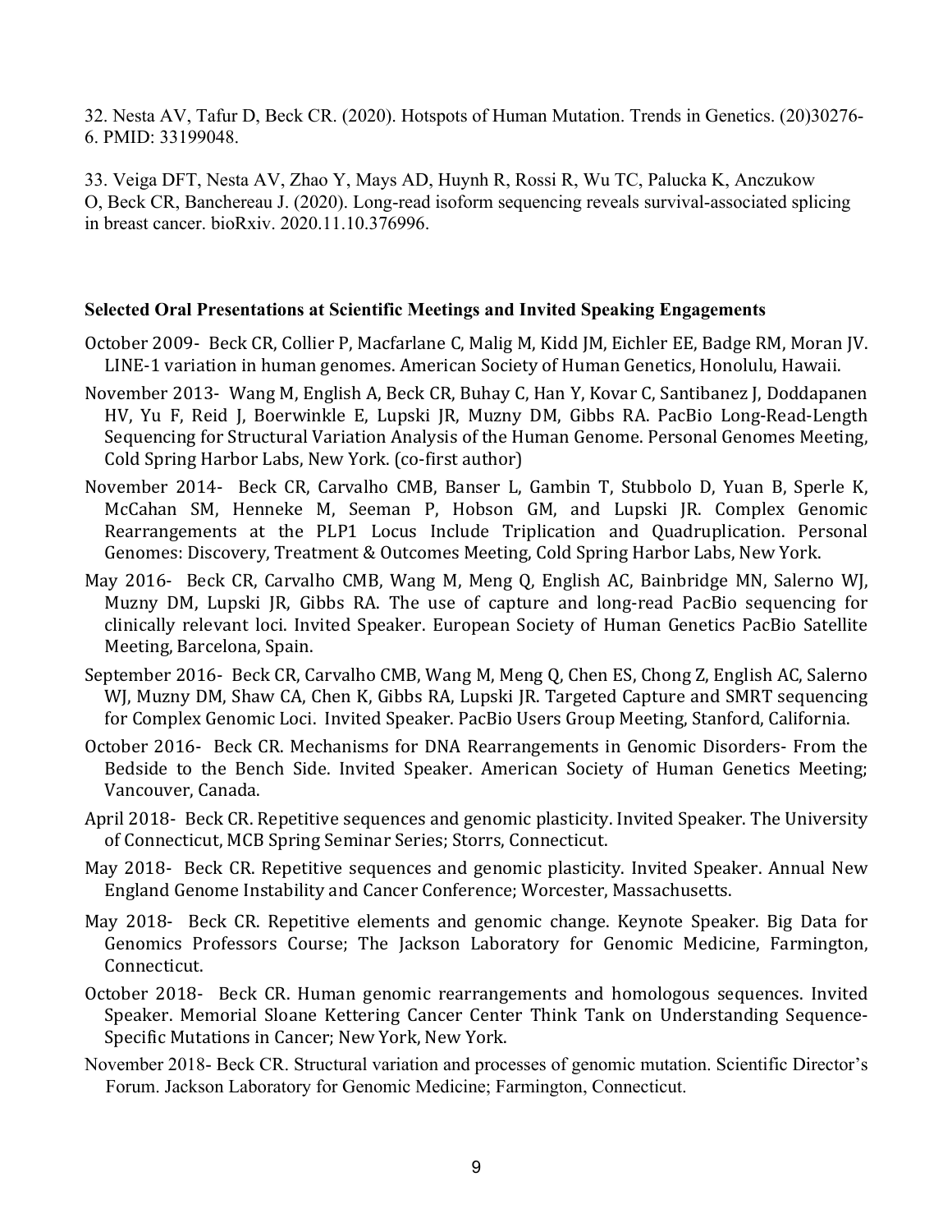32. Nesta AV, Tafur D, Beck CR. (2020). Hotspots of Human Mutation. Trends in Genetics. (20)30276-6. PMID: 33199048.

33. Veiga DFT, Nesta AV, Zhao Y, Mays AD, Huynh R, Rossi R, Wu TC, Palucka K, Anczukow O, Beck CR, Banchereau J. (2020). Long-read isoform sequencing reveals survival-associated splicing in breast cancer. bioRxiv. 2020.11.10.376996.

### Selected Oral Presentations at Scientific Meetings and Invited Speaking Engagements

October 2009- Beck CR, Collier P, Macfarlane C, Malig M, Kidd JM, Eichler EE, Badge RM, Moran JV. LINE-1 variation in human genomes. American Society of Human Genetics, Honolulu, Hawaii.

November 2013- Wang M, English A, Beck CR, Buhay C, Han Y, Kovar C, Santibanez J, Doddapanen HV, Yu F, Reid J, Boerwinkle E, Lupski JR, Muzny DM, Gibbs RA. PacBio Long-Read-Length Sequencing for Structural Variation Analysis of the Human Genome. Personal Genomes Meeting, Cold Spring Harbor Labs, New York. (co-first author)

November 2014- Beck CR, Carvalho CMB, Banser L, Gambin T, Stubbolo D, Yuan B, Sperle K, McCahan SM, Henneke M, Seeman P, Hobson GM, and Lupski JR. Complex Genomic Rearrangements at the PLP1 Locus Include Triplication and Quadruplication. Personal Genomes: Discovery, Treatment & Outcomes Meeting, Cold Spring Harbor Labs, New York.

May 2016- Beck CR, Carvalho CMB, Wang M, Meng Q, English AC, Bainbridge MN, Salerno WJ, Muzny DM, Lupski JR, Gibbs RA. The use of capture and long-read PacBio sequencing for clinically relevant loci. Invited Speaker. European Society of Human Genetics PacBio Satellite Meeting, Barcelona, Spain.

September 2016- Beck CR, Carvalho CMB, Wang M, Meng Q, Chen ES, Chong Z, English AC, Salerno WJ, Muzny DM, Shaw CA, Chen K, Gibbs RA, Lupski JR. Targeted Capture and SMRT sequencing for Complex Genomic Loci. Invited Speaker. PacBio Users Group Meeting, Stanford, California.

October 2016- Beck CR. Mechanisms for DNA Rearrangements in Genomic Disorders- From the Bedside to the Bench Side. Invited Speaker. American Society of Human Genetics Meeting; Vancouver, Canada.

April 2018- Beck CR. Repetitive sequences and genomic plasticity. Invited Speaker. The University of Connecticut, MCB Spring Seminar Series; Storrs, Connecticut.

May 2018- Beck CR. Repetitive sequences and genomic plasticity. Invited Speaker. Annual New England Genome Instability and Cancer Conference; Worcester, Massachusetts.

May 2018- Beck CR. Repetitive elements and genomic change. Keynote Speaker. Big Data for Genomics Professors Course; The Jackson Laboratory for Genomic Medicine, Farmington, Connecticut.

October 2018- Beck CR. Human genomic rearrangements and homologous sequences. Invited Speaker. Memorial Sloane Kettering Cancer Center Think Tank on Understanding Sequence-Specific Mutations in Cancer; New York, New York.

November 2018- Beck CR. Structural variation and processes of genomic mutation. Scientific Director's Forum. Jackson Laboratory for Genomic Medicine; Farmington, Connecticut.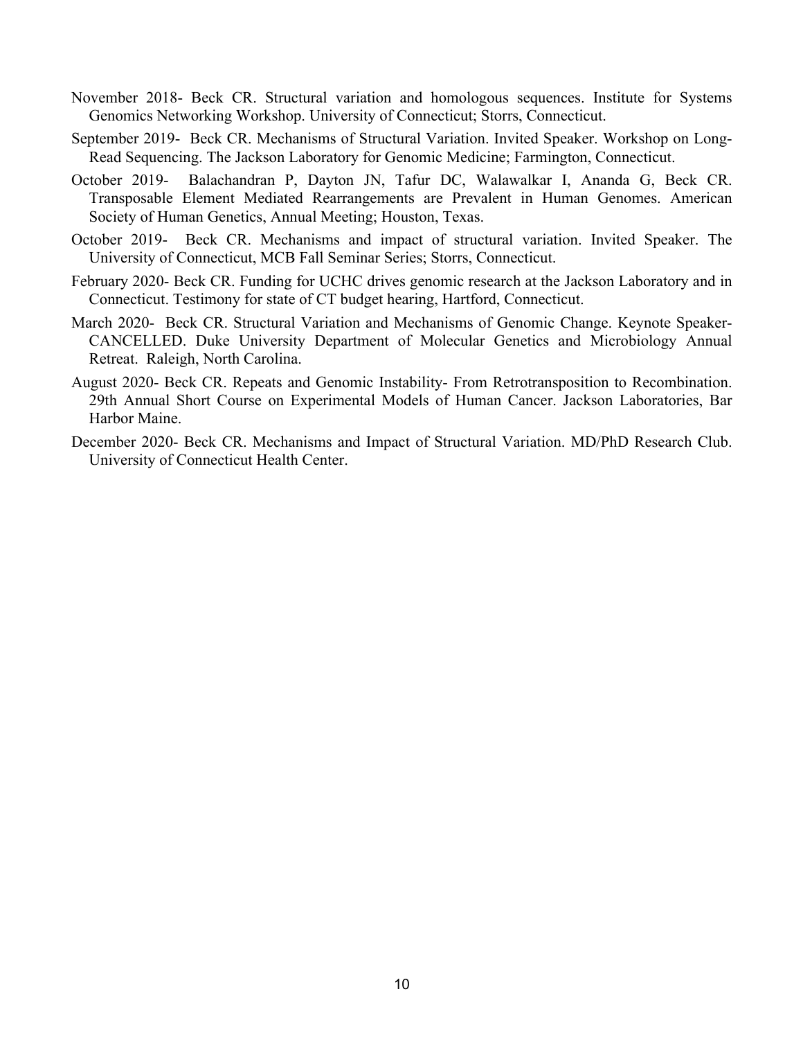November 2018- Beck CR. Structural variation and homologous sequences. Institute for Systems Genomics Networking Workshop. University of Connecticut; Storrs, Connecticut.

September 2019- Beck CR. Mechanisms of Structural Variation. Invited Speaker. Workshop on Long-Read Sequencing. The Jackson Laboratory for Genomic Medicine; Farmington, Connecticut.

October 2019- Balachandran P, Dayton JN, Tafur DC, Walawalkar I, Ananda G, Beck CR. Transposable Element Mediated Rearrangements are Prevalent in Human Genomes. American Society of Human Genetics, Annual Meeting; Houston, Texas.

October 2019- Beck CR. Mechanisms and impact of structural variation. Invited Speaker. The University of Connecticut, MCB Fall Seminar Series; Storrs, Connecticut.

February 2020- Beck CR. Funding for UCHC drives genomic research at the Jackson Laboratory and in Connecticut. Testimony for state of CT budget hearing, Hartford, Connecticut.

March 2020- Beck CR. Structural Variation and Mechanisms of Genomic Change. Keynote Speaker- CANCELLED. Duke University Department of Molecular Genetics and Microbiology Annual Retreat. Raleigh, North Carolina.

August 2020- Beck CR. Repeats and Genomic Instability- From Retrotransposition to Recombination. 29th Annual Short Course on Experimental Models of Human Cancer. Jackson Laboratories, Bar Harbor Maine.

December 2020- Beck CR. Mechanisms and Impact of Structural Variation. MD/PhD Research Club. University of Connecticut Health Center.